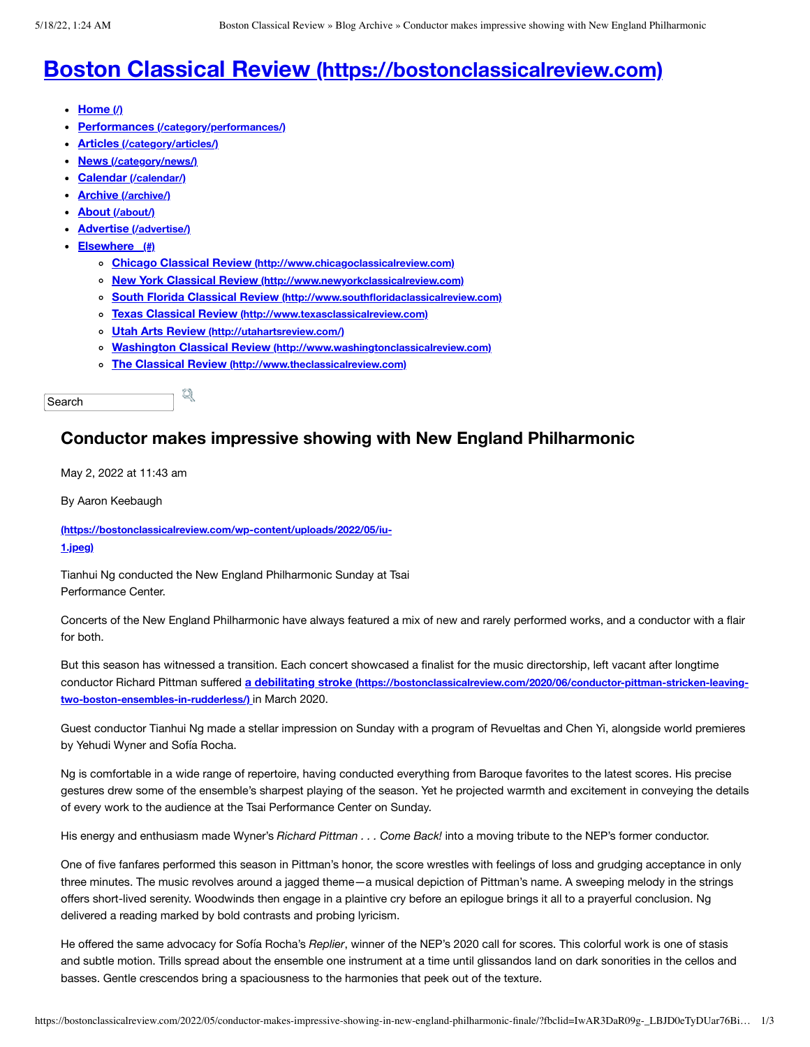# Boston Classical Review (https://bostonclassicalreview.com)

- Home (/)
- Performances (/category/performances/)
- Articles (/category/articles/)
- News (/category/news/)
- Calendar (/calendar/)
- Archive (/archive/)
- About (/about/)
- Advertise (/advertise/)
- Elsewhere (#)
  - Chicago Classical Review (http://www.chicagoclassicalreview.com)
  - New York Classical Review (http://www.newyorkclassicalreview.com)
  - South Florida Classical Review (http://www.southfloridaclassicalreview.com)
  - Texas Classical Review (http://www.texasclassicalreview.com)
  - Utah Arts Review (http://utahartsreview.com/)
  - Washington Classical Review (http://www.washingtonclassicalreview.com)
  - The Classical Review (http://www.theclassicalreview.com)

Search

## Conductor makes impressive showing with New England Philharmonic

May 2, 2022 at 11:43 am

By Aaron Keebaugh

(https://bostonclassicalreview.com/wp-content/uploads/2022/05/iu-1.jpeg)

Tianhui Ng conducted the New England Philharmonic Sunday at Tsai Performance Center.

Concerts of the New England Philharmonic have always featured a mix of new and rarely performed works, and a conductor with a flair for both.

But this season has witnessed a transition. Each concert showcased a finalist for the music directorship, left vacant after longtime conductor Richard Pittman suffered **a debilitating stroke (https://bostonclassicalreview.com/2020/06/conductor-pittman-stricken-leaving-two-boston-ensembles-in-rudderless/)** in March 2020.

Guest conductor Tianhui Ng made a stellar impression on Sunday with a program of Revueltas and Chen Yi, alongside world premieres by Yehudi Wyner and Sofía Rocha.

Ng is comfortable in a wide range of repertoire, having conducted everything from Baroque favorites to the latest scores. His precise gestures drew some of the ensemble's sharpest playing of the season. Yet he projected warmth and excitement in conveying the details of every work to the audience at the Tsai Performance Center on Sunday.

His energy and enthusiasm made Wyner's *Richard Pittman . . . Come Back!* into a moving tribute to the NEP's former conductor.

One of five fanfares performed this season in Pittman's honor, the score wrestles with feelings of loss and grudging acceptance in only three minutes. The music revolves around a jagged theme—a musical depiction of Pittman's name. A sweeping melody in the strings offers short-lived serenity. Woodwinds then engage in a plaintive cry before an epilogue brings it all to a prayerful conclusion. Ng delivered a reading marked by bold contrasts and probing lyricism.

He offered the same advocacy for Sofía Rocha's *Replier*, winner of the NEP's 2020 call for scores. This colorful work is one of stasis and subtle motion. Trills spread about the ensemble one instrument at a time until glissandos land on dark sonorities in the cellos and basses. Gentle crescendos bring a spaciousness to the harmonies that peek out of the texture.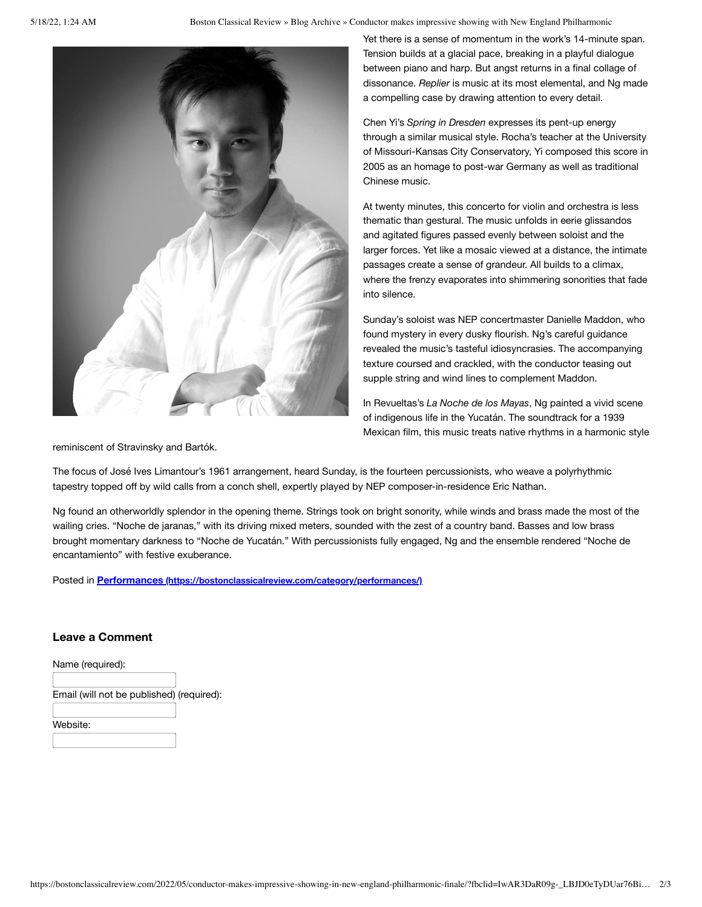Yet there is a sense of momentum in the work's 14-minute span. Tension builds at a glacial pace, breaking in a playful dialogue between piano and harp. But angst returns in a final collage of dissonance. *Replier* is music at its most elemental, and Ng made a compelling case by drawing attention to every detail.

Chen Yi's *Spring in Dresden* expresses its pent-up energy through a similar musical style. Rocha's teacher at the University of Missouri-Kansas City Conservatory, Yi composed this score in 2005 as an homage to post-war Germany as well as traditional Chinese music.

At twenty minutes, this concerto for violin and orchestra is less thematic than gestural. The music unfolds in eerie glissandos and agitated figures passed evenly between soloist and the larger forces. Yet like a mosaic viewed at a distance, the intimate passages create a sense of grandeur. All builds to a climax, where the frenzy evaporates into shimmering sonorities that fade into silence.

Sunday's soloist was NEP concertmaster Danielle Maddon, who found mystery in every dusky flourish. Ng's careful guidance revealed the music's tasteful idiosyncrasies. The accompanying texture coursed and crackled, with the conductor teasing out supple string and wind lines to complement Maddon.

In Revueltas's *La Noche de los Mayas*, Ng painted a vivid scene of indigenous life in the Yucatán. The soundtrack for a 1939 Mexican film, this music treats native rhythms in a harmonic style reminiscent of Stravinsky and Bartók.

The focus of José Ives Limantour's 1961 arrangement, heard Sunday, is the fourteen percussionists, who weave a polyrhythmic tapestry topped off by wild calls from a conch shell, expertly played by NEP composer-in-residence Eric Nathan.

Ng found an otherworldly splendor in the opening theme. Strings took on bright sonority, while winds and brass made the most of the wailing cries. "Noche de jaranas," with its driving mixed meters, sounded with the zest of a country band. Basses and low brass brought momentary darkness to "Noche de Yucatán." With percussionists fully engaged, Ng and the ensemble rendered "Noche de encantamiento" with festive exuberance.

Posted in **Performances (https://bostonclassicalreview.com/category/performances/)**

### Leave a Comment

Name (required):

Email (will not be published) (required):

Website: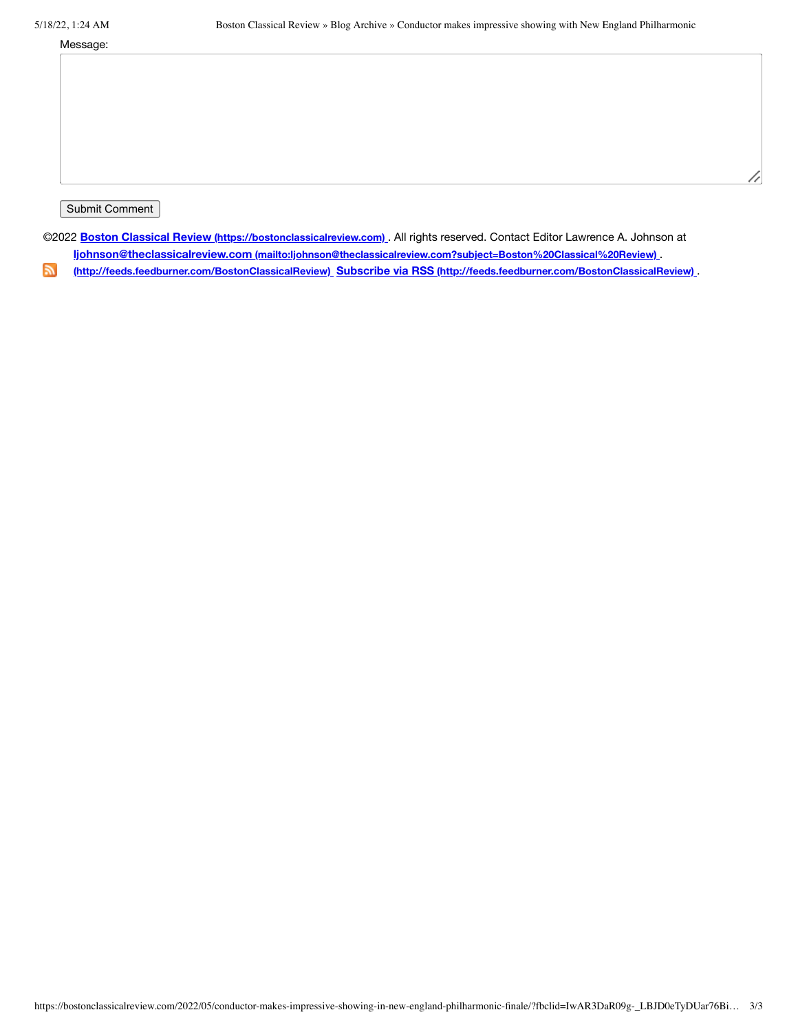Message:

Submit Comment

©2022 **Boston Classical Review (https://bostonclassicalreview.com)** . All rights reserved. Contact Editor Lawrence A. Johnson at **ljohnson@theclassicalreview.com (mailto:ljohnson@theclassicalreview.com?subject=Boston%20Classical%20Review)** .

**(http://feeds.feedburner.com/BostonClassicalReview) Subscribe via RSS (http://feeds.feedburner.com/BostonClassicalReview)** .